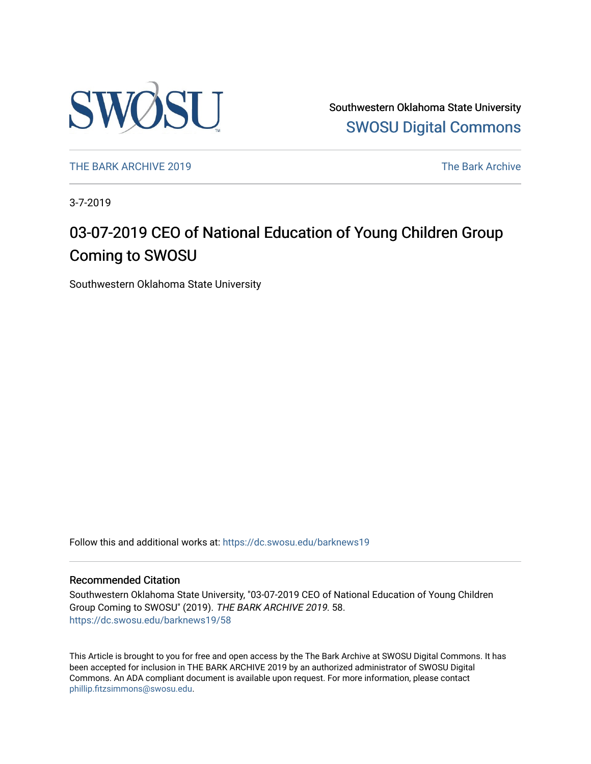Southwestern Oklahoma State University
[SWOSU Digital Commons](https://dc.swosu.edu)

THE BARK ARCHIVE 2019 | The Bark Archive

3-7-2019

# 03-07-2019 CEO of National Education of Young Children Group Coming to SWOSU

Southwestern Oklahoma State University

Follow this and additional works at: https://dc.swosu.edu/barknews19

## Recommended Citation

Southwestern Oklahoma State University, "03-07-2019 CEO of National Education of Young Children Group Coming to SWOSU" (2019). *THE BARK ARCHIVE 2019*. 58.
https://dc.swosu.edu/barknews19/58

This Article is brought to you for free and open access by the The Bark Archive at SWOSU Digital Commons. It has been accepted for inclusion in THE BARK ARCHIVE 2019 by an authorized administrator of SWOSU Digital Commons. An ADA compliant document is available upon request. For more information, please contact phillip.fitzsimmons@swosu.edu.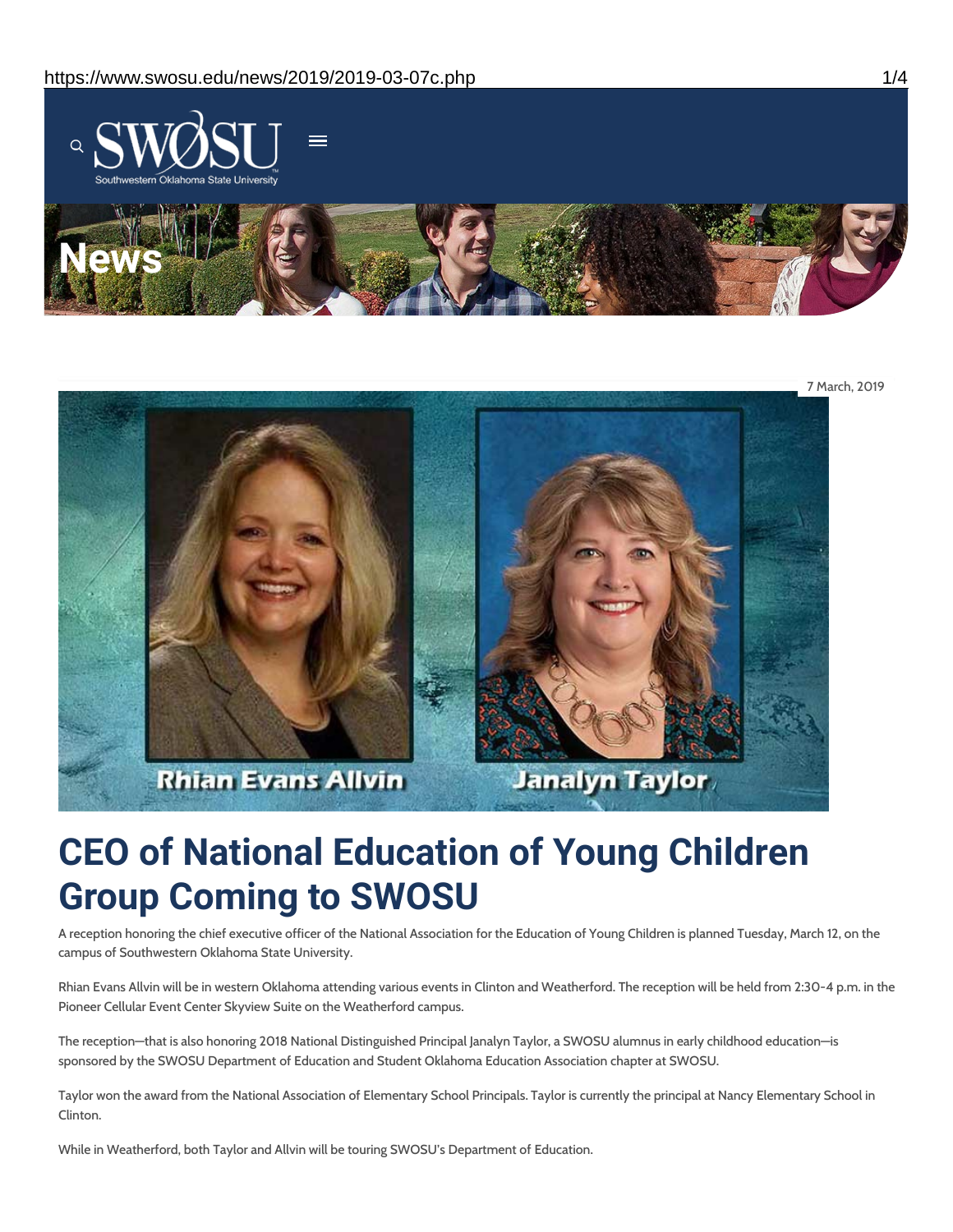7 March, 2019

# CEO of National Education of Young Children Group Coming to SWOSU

A reception honoring the chief executive officer of the National Association for the Education of Young Children is planned Tuesday, March 12, on the campus of Southwestern Oklahoma State University.

Rhian Evans Allvin will be in western Oklahoma attending various events in Clinton and Weatherford. The reception will be held from 2:30-4 p.m. in the Pioneer Cellular Event Center Skyview Suite on the Weatherford campus.

The reception—that is also honoring 2018 National Distinguished Principal Janalyn Taylor, a SWOSU alumnus in early childhood education—is sponsored by the SWOSU Department of Education and Student Oklahoma Education Association chapter at SWOSU.

Taylor won the award from the National Association of Elementary School Principals. Taylor is currently the principal at Nancy Elementary School in Clinton.

While in Weatherford, both Taylor and Allvin will be touring SWOSU's Department of Education.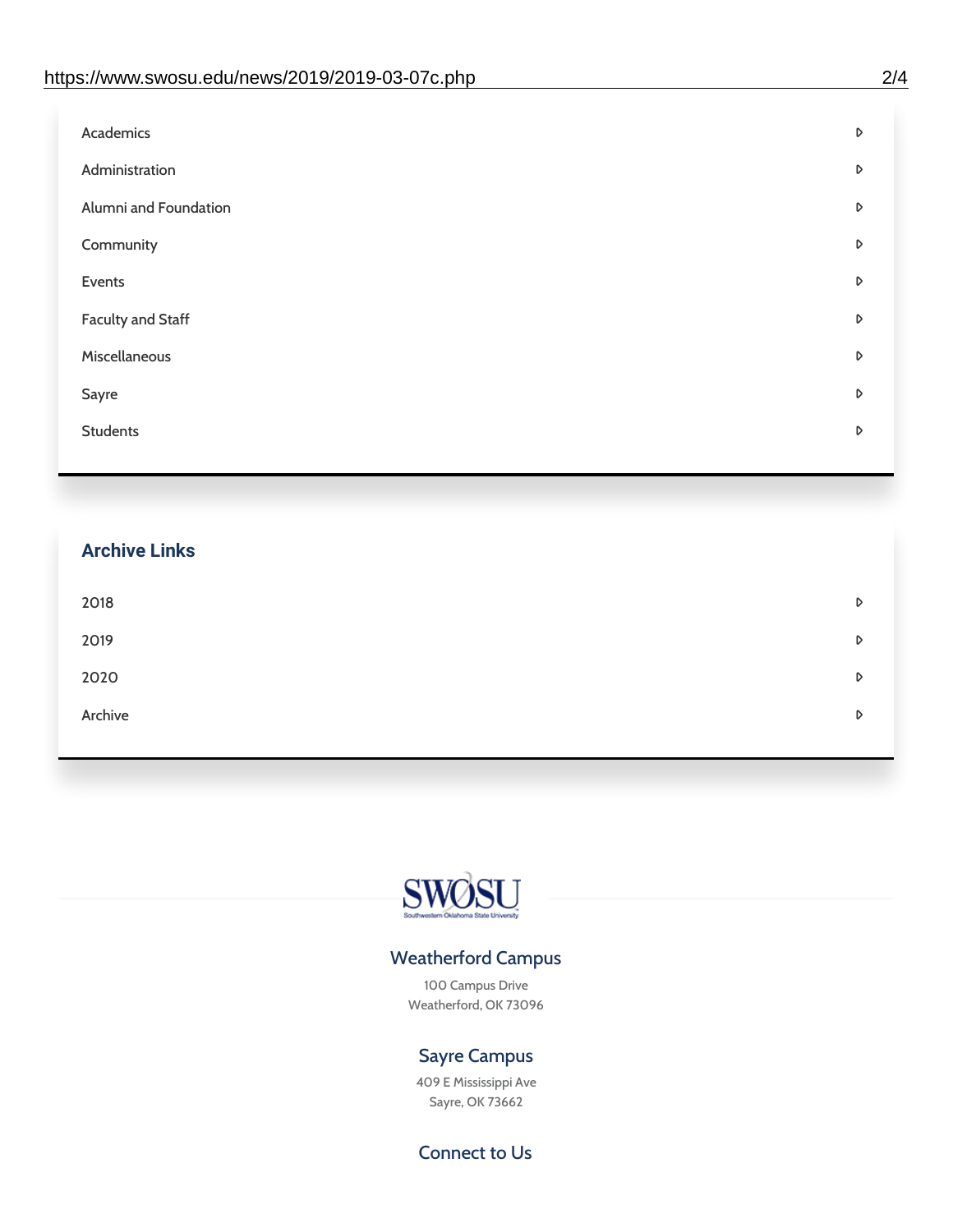- Academics
- Administration
- Alumni and Foundation
- Community
- Events
- Faculty and Staff
- Miscellaneous
- Sayre
- Students

## Archive Links

- 2018
- 2019
- 2020
- Archive

SWOSU
Southwestern Oklahoma State University

### Weatherford Campus

100 Campus Drive
Weatherford, OK 73096

### Sayre Campus

409 E Mississippi Ave
Sayre, OK 73662

### Connect to Us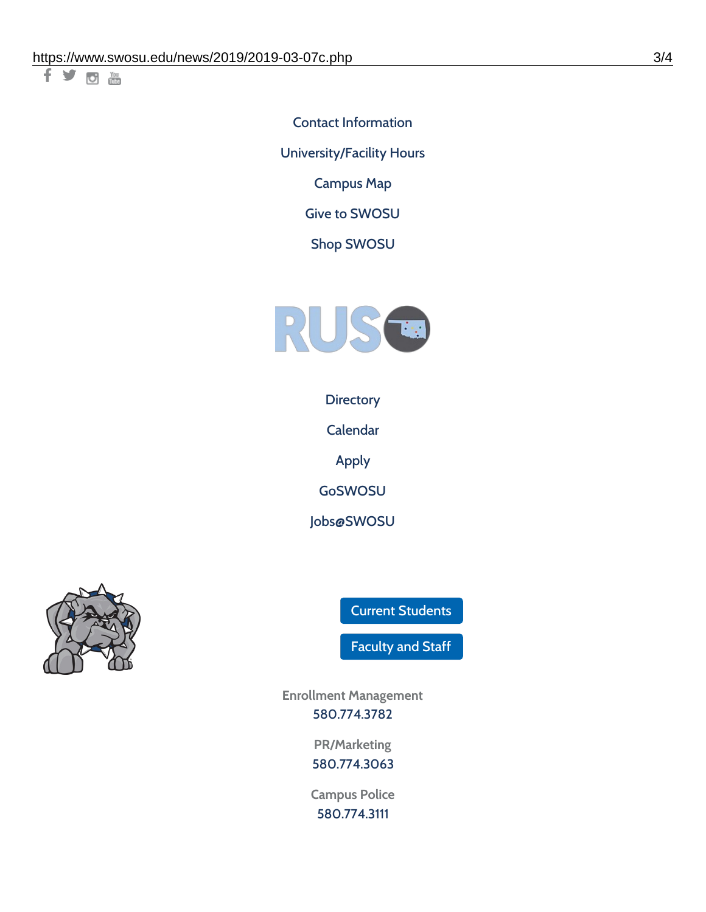Contact Information

University/Facility Hours

Campus Map

Give to SWOSU

Shop SWOSU

Directory

Calendar

Apply

GoSWOSU

Jobs@SWOSU

Current Students

Faculty and Staff

Enrollment Management
580.774.3782

PR/Marketing
580.774.3063

Campus Police
580.774.3111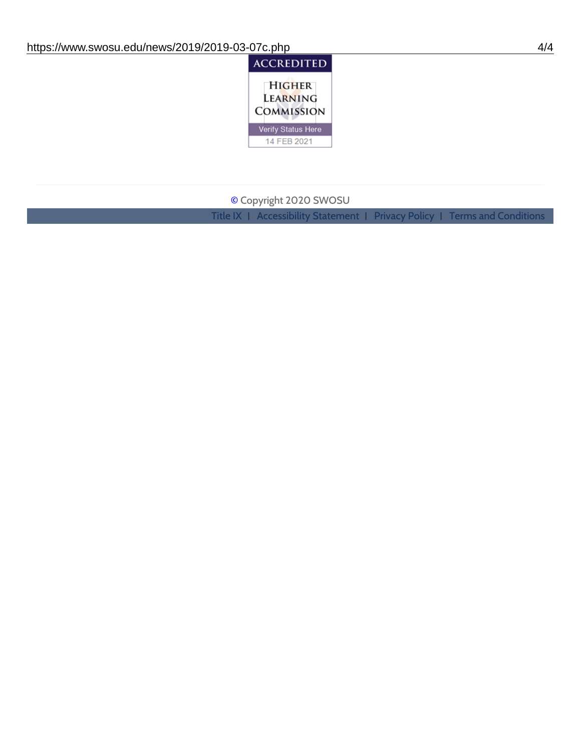ACCREDITED

HIGHER LEARNING COMMISSION

Verify Status Here

14 FEB 2021

© Copyright 2020 SWOSU

Title IX | Accessibility Statement | Privacy Policy | Terms and Conditions